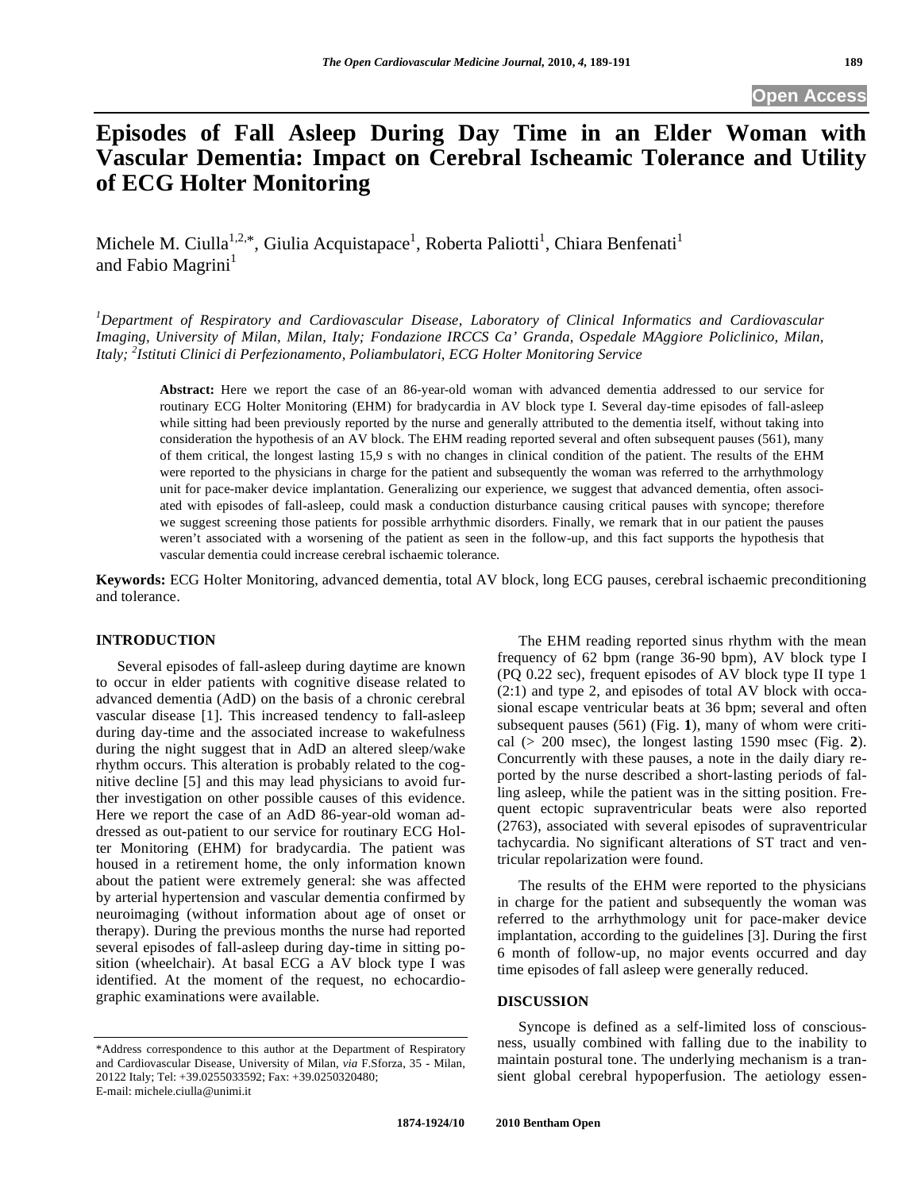Open Access

# Episodes of Fall Asleep During Day Time in an Elder Woman with Vascular Dementia: Impact on Cerebral Ischeamic Tolerance and Utility of ECG Holter Monitoring

Michele M. Ciulla[1,2,*], Giulia Acquistapace[1], Roberta Paliotti[1], Chiara Benfenati[1] and Fabio Magrini[1]

*[1]Department of Respiratory and Cardiovascular Disease, Laboratory of Clinical Informatics and Cardiovascular Imaging, University of Milan, Milan, Italy; Fondazione IRCCS Ca' Granda, Ospedale MAggiore Policlinico, Milan, Italy; [2]Istituti Clinici di Perfezionamento, Poliambulatori, ECG Holter Monitoring Service*

**Abstract:** Here we report the case of an 86-year-old woman with advanced dementia addressed to our service for routinary ECG Holter Monitoring (EHM) for bradycardia in AV block type I. Several day-time episodes of fall-asleep while sitting had been previously reported by the nurse and generally attributed to the dementia itself, without taking into consideration the hypothesis of an AV block. The EHM reading reported several and often subsequent pauses (561), many of them critical, the longest lasting 15,9 s with no changes in clinical condition of the patient. The results of the EHM were reported to the physicians in charge for the patient and subsequently the woman was referred to the arrhythmology unit for pace-maker device implantation. Generalizing our experience, we suggest that advanced dementia, often associated with episodes of fall-asleep, could mask a conduction disturbance causing critical pauses with syncope; therefore we suggest screening those patients for possible arrhythmic disorders. Finally, we remark that in our patient the pauses weren't associated with a worsening of the patient as seen in the follow-up, and this fact supports the hypothesis that vascular dementia could increase cerebral ischaemic tolerance.

**Keywords:** ECG Holter Monitoring, advanced dementia, total AV block, long ECG pauses, cerebral ischaemic preconditioning and tolerance.

## INTRODUCTION

Several episodes of fall-asleep during daytime are known to occur in elder patients with cognitive disease related to advanced dementia (AdD) on the basis of a chronic cerebral vascular disease [1]. This increased tendency to fall-asleep during day-time and the associated increase to wakefulness during the night suggest that in AdD an altered sleep/wake rhythm occurs. This alteration is probably related to the cognitive decline [5] and this may lead physicians to avoid further investigation on other possible causes of this evidence. Here we report the case of an AdD 86-year-old woman addressed as out-patient to our service for routinary ECG Holter Monitoring (EHM) for bradycardia. The patient was housed in a retirement home, the only information known about the patient were extremely general: she was affected by arterial hypertension and vascular dementia confirmed by neuroimaging (without information about age of onset or therapy). During the previous months the nurse had reported several episodes of fall-asleep during day-time in sitting position (wheelchair). At basal ECG a AV block type I was identified. At the moment of the request, no echocardiographic examinations were available.

The EHM reading reported sinus rhythm with the mean frequency of 62 bpm (range 36-90 bpm), AV block type I (PQ 0.22 sec), frequent episodes of AV block type II type 1 (2:1) and type 2, and episodes of total AV block with occasional escape ventricular beats at 36 bpm; several and often subsequent pauses (561) (Fig. **1**), many of whom were critical (> 200 msec), the longest lasting 1590 msec (Fig. **2**). Concurrently with these pauses, a note in the daily diary reported by the nurse described a short-lasting periods of falling asleep, while the patient was in the sitting position. Frequent ectopic supraventricular beats were also reported (2763), associated with several episodes of supraventricular tachycardia. No significant alterations of ST tract and ventricular repolarization were found.

The results of the EHM were reported to the physicians in charge for the patient and subsequently the woman was referred to the arrhythmology unit for pace-maker device implantation, according to the guidelines [3]. During the first 6 month of follow-up, no major events occurred and day time episodes of fall asleep were generally reduced.

## DISCUSSION

Syncope is defined as a self-limited loss of consciousness, usually combined with falling due to the inability to maintain postural tone. The underlying mechanism is a transient global cerebral hypoperfusion. The aetiology essen-

*Address correspondence to this author at the Department of Respiratory and Cardiovascular Disease, University of Milan, *via* F.Sforza, 35 - Milan, 20122 Italy; Tel: +39.0255033592; Fax: +39.0250320480; E-mail: michele.ciulla@unimi.it

1874-1924/10 2010 Bentham Open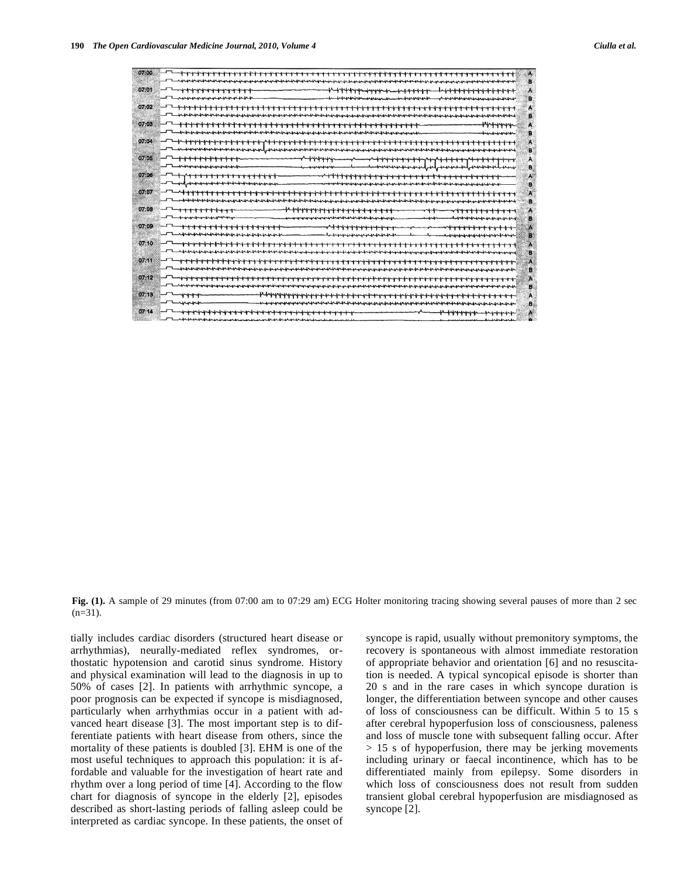**Fig. (1).** A sample of 29 minutes (from 07:00 am to 07:29 am) ECG Holter monitoring tracing showing several pauses of more than 2 sec (n=31).

tially includes cardiac disorders (structured heart disease or arrhythmias), neurally-mediated reflex syndromes, orthostatic hypotension and carotid sinus syndrome. History and physical examination will lead to the diagnosis in up to 50% of cases [2]. In patients with arrhythmic syncope, a poor prognosis can be expected if syncope is misdiagnosed, particularly when arrhythmias occur in a patient with advanced heart disease [3]. The most important step is to differentiate patients with heart disease from others, since the mortality of these patients is doubled [3]. EHM is one of the most useful techniques to approach this population: it is affordable and valuable for the investigation of heart rate and rhythm over a long period of time [4]. According to the flow chart for diagnosis of syncope in the elderly [2], episodes described as short-lasting periods of falling asleep could be interpreted as cardiac syncope. In these patients, the onset of syncope is rapid, usually without premonitory symptoms, the recovery is spontaneous with almost immediate restoration of appropriate behavior and orientation [6] and no resuscitation is needed. A typical syncopical episode is shorter than 20 s and in the rare cases in which syncope duration is longer, the differentiation between syncope and other causes of loss of consciousness can be difficult. Within 5 to 15 s after cerebral hypoperfusion loss of consciousness, paleness and loss of muscle tone with subsequent falling occur. After > 15 s of hypoperfusion, there may be jerking movements including urinary or faecal incontinence, which has to be differentiated mainly from epilepsy. Some disorders in which loss of consciousness does not result from sudden transient global cerebral hypoperfusion are misdiagnosed as syncope [2].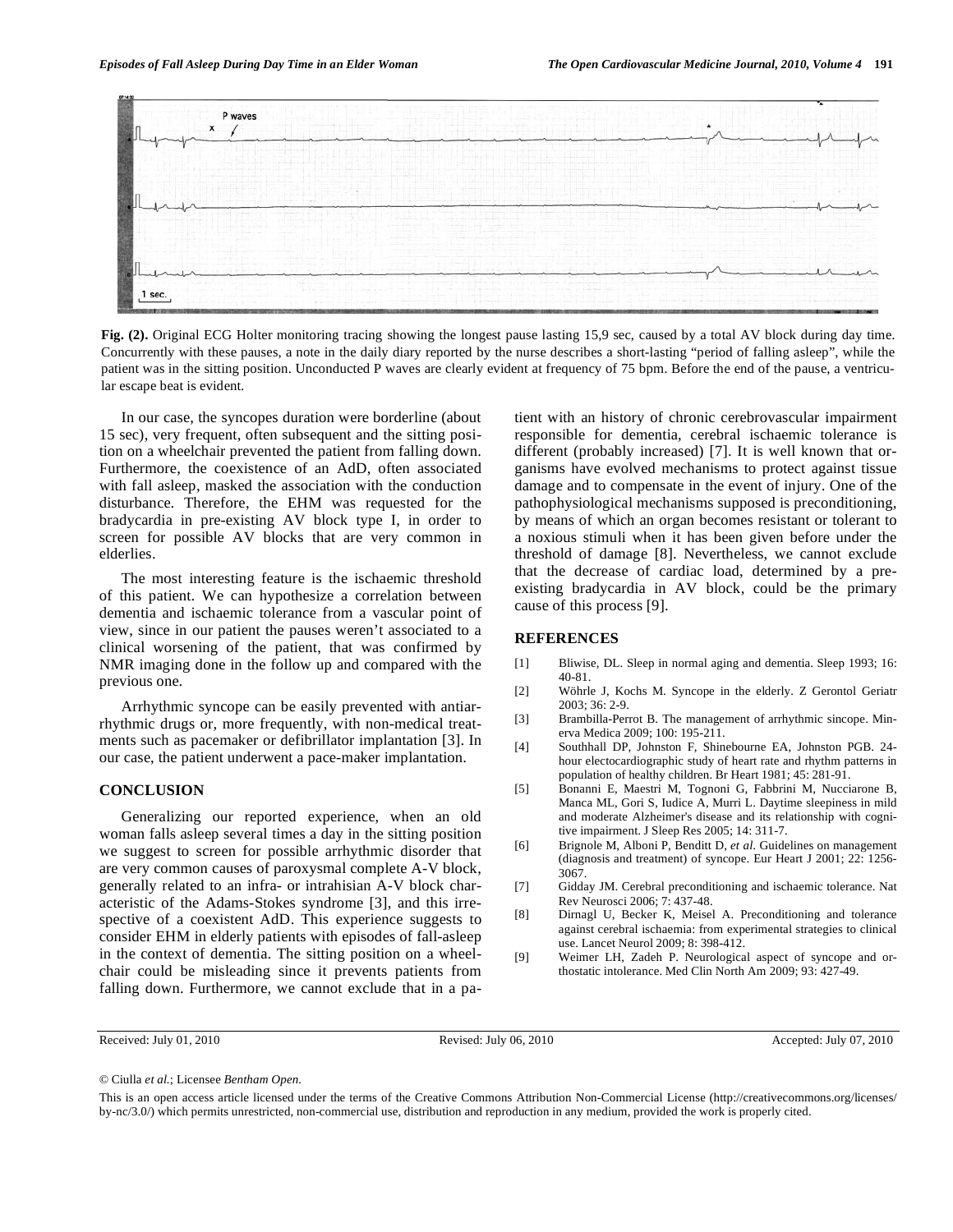P waves

x

1 sec.

**Fig. (2).** Original ECG Holter monitoring tracing showing the longest pause lasting 15,9 sec, caused by a total AV block during day time. Concurrently with these pauses, a note in the daily diary reported by the nurse describes a short-lasting "period of falling asleep", while the patient was in the sitting position. Unconducted P waves are clearly evident at frequency of 75 bpm. Before the end of the pause, a ventricular escape beat is evident.

In our case, the syncopes duration were borderline (about 15 sec), very frequent, often subsequent and the sitting position on a wheelchair prevented the patient from falling down. Furthermore, the coexistence of an AdD, often associated with fall asleep, masked the association with the conduction disturbance. Therefore, the EHM was requested for the bradycardia in pre-existing AV block type I, in order to screen for possible AV blocks that are very common in elderlies.

The most interesting feature is the ischaemic threshold of this patient. We can hypothesize a correlation between dementia and ischaemic tolerance from a vascular point of view, since in our patient the pauses weren't associated to a clinical worsening of the patient, that was confirmed by NMR imaging done in the follow up and compared with the previous one.

Arrhythmic syncope can be easily prevented with antiarrhythmic drugs or, more frequently, with non-medical treatments such as pacemaker or defibrillator implantation [3]. In our case, the patient underwent a pace-maker implantation.

## CONCLUSION

Generalizing our reported experience, when an old woman falls asleep several times a day in the sitting position we suggest to screen for possible arrhythmic disorder that are very common causes of paroxysmal complete A-V block, generally related to an infra- or intrahisian A-V block characteristic of the Adams-Stokes syndrome [3], and this irrespective of a coexistent AdD. This experience suggests to consider EHM in elderly patients with episodes of fall-asleep in the context of dementia. The sitting position on a wheelchair could be misleading since it prevents patients from falling down. Furthermore, we cannot exclude that in a patient with an history of chronic cerebrovascular impairment responsible for dementia, cerebral ischaemic tolerance is different (probably increased) [7]. It is well known that organisms have evolved mechanisms to protect against tissue damage and to compensate in the event of injury. One of the pathophysiological mechanisms supposed is preconditioning, by means of which an organ becomes resistant or tolerant to a noxious stimuli when it has been given before under the threshold of damage [8]. Nevertheless, we cannot exclude that the decrease of cardiac load, determined by a pre-existing bradycardia in AV block, could be the primary cause of this process [9].

## REFERENCES

[1] Bliwise, DL. Sleep in normal aging and dementia. Sleep 1993; 16: 40-81.

[2] Wöhrle J, Kochs M. Syncope in the elderly. Z Gerontol Geriatr 2003; 36: 2-9.

[3] Brambilla-Perrot B. The management of arrhythmic sincope. Minerva Medica 2009; 100: 195-211.

[4] Southhall DP, Johnston F, Shinebourne EA, Johnston PGB. 24-hour electocardiographic study of heart rate and rhythm patterns in population of healthy children. Br Heart 1981; 45: 281-91.

[5] Bonanni E, Maestri M, Tognoni G, Fabbrini M, Nucciarone B, Manca ML, Gori S, Iudice A, Murri L. Daytime sleepiness in mild and moderate Alzheimer's disease and its relationship with cognitive impairment. J Sleep Res 2005; 14: 311-7.

[6] Brignole M, Alboni P, Benditt D, *et al*. Guidelines on management (diagnosis and treatment) of syncope. Eur Heart J 2001; 22: 1256-3067.

[7] Gidday JM. Cerebral preconditioning and ischaemic tolerance. Nat Rev Neurosci 2006; 7: 437-48.

[8] Dirnagl U, Becker K, Meisel A. Preconditioning and tolerance against cerebral ischaemia: from experimental strategies to clinical use. Lancet Neurol 2009; 8: 398-412.

[9] Weimer LH, Zadeh P. Neurological aspect of syncope and orthostatic intolerance. Med Clin North Am 2009; 93: 427-49.

Received: July 01, 2010 Revised: July 06, 2010 Accepted: July 07, 2010

© Ciulla *et al.*; Licensee *Bentham Open.*

This is an open access article licensed under the terms of the Creative Commons Attribution Non-Commercial License (http://creativecommons.org/licenses/by-nc/3.0/) which permits unrestricted, non-commercial use, distribution and reproduction in any medium, provided the work is properly cited.